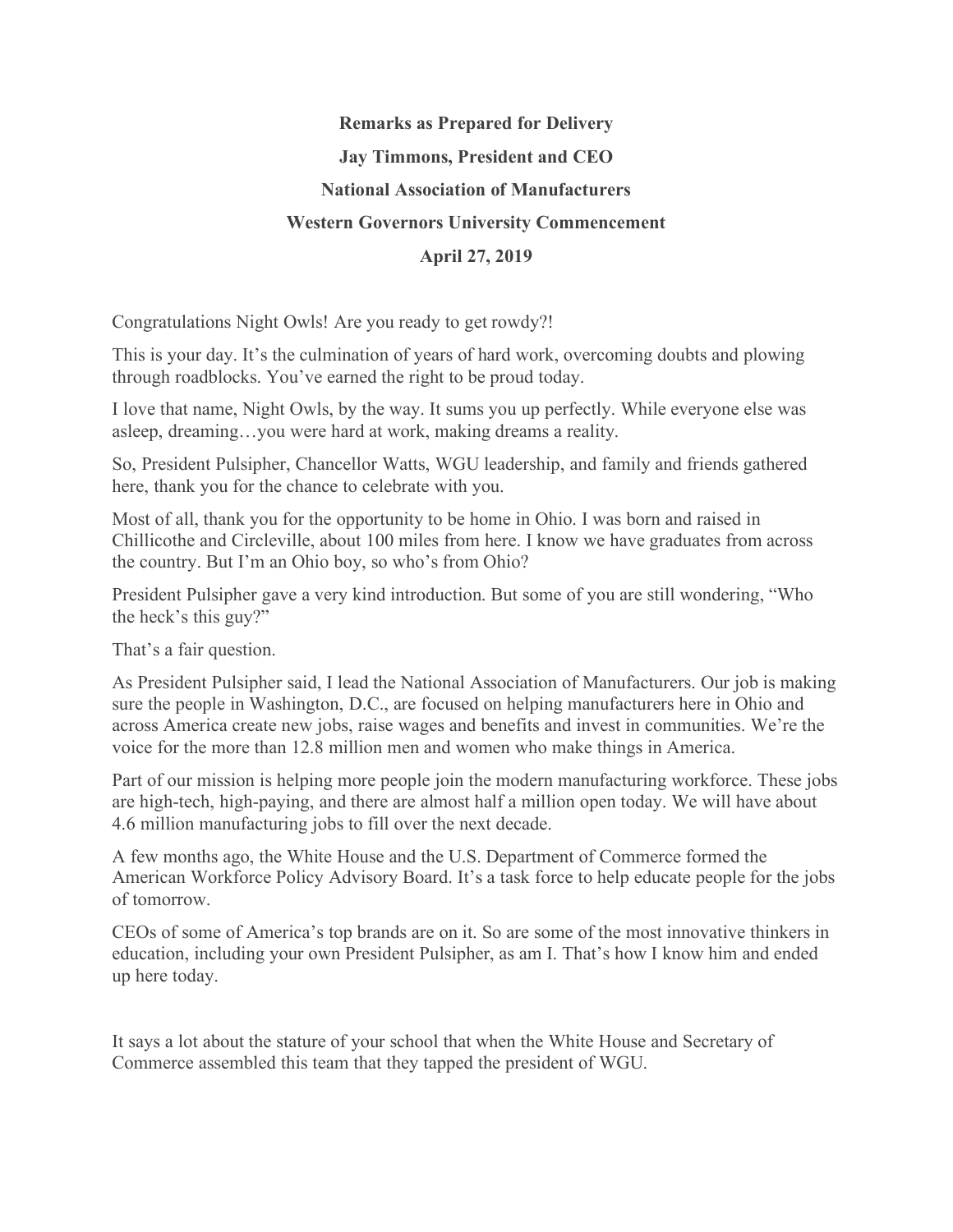**Remarks as Prepared for Delivery**

**Jay Timmons, President and CEO**

**National Association of Manufacturers**

**Western Governors University Commencement**

**April 27, 2019**

Congratulations Night Owls! Are you ready to get rowdy?!

This is your day. It's the culmination of years of hard work, overcoming doubts and plowing through roadblocks. You've earned the right to be proud today.

I love that name, Night Owls, by the way. It sums you up perfectly. While everyone else was asleep, dreaming…you were hard at work, making dreams a reality.

So, President Pulsipher, Chancellor Watts, WGU leadership, and family and friends gathered here, thank you for the chance to celebrate with you.

Most of all, thank you for the opportunity to be home in Ohio. I was born and raised in Chillicothe and Circleville, about 100 miles from here. I know we have graduates from across the country. But I'm an Ohio boy, so who's from Ohio?

President Pulsipher gave a very kind introduction. But some of you are still wondering, "Who the heck's this guy?"

That's a fair question.

As President Pulsipher said, I lead the National Association of Manufacturers. Our job is making sure the people in Washington, D.C., are focused on helping manufacturers here in Ohio and across America create new jobs, raise wages and benefits and invest in communities. We're the voice for the more than 12.8 million men and women who make things in America.

Part of our mission is helping more people join the modern manufacturing workforce. These jobs are high-tech, high-paying, and there are almost half a million open today. We will have about 4.6 million manufacturing jobs to fill over the next decade.

A few months ago, the White House and the U.S. Department of Commerce formed the American Workforce Policy Advisory Board. It's a task force to help educate people for the jobs of tomorrow.

CEOs of some of America's top brands are on it. So are some of the most innovative thinkers in education, including your own President Pulsipher, as am I. That's how I know him and ended up here today.

It says a lot about the stature of your school that when the White House and Secretary of Commerce assembled this team that they tapped the president of WGU.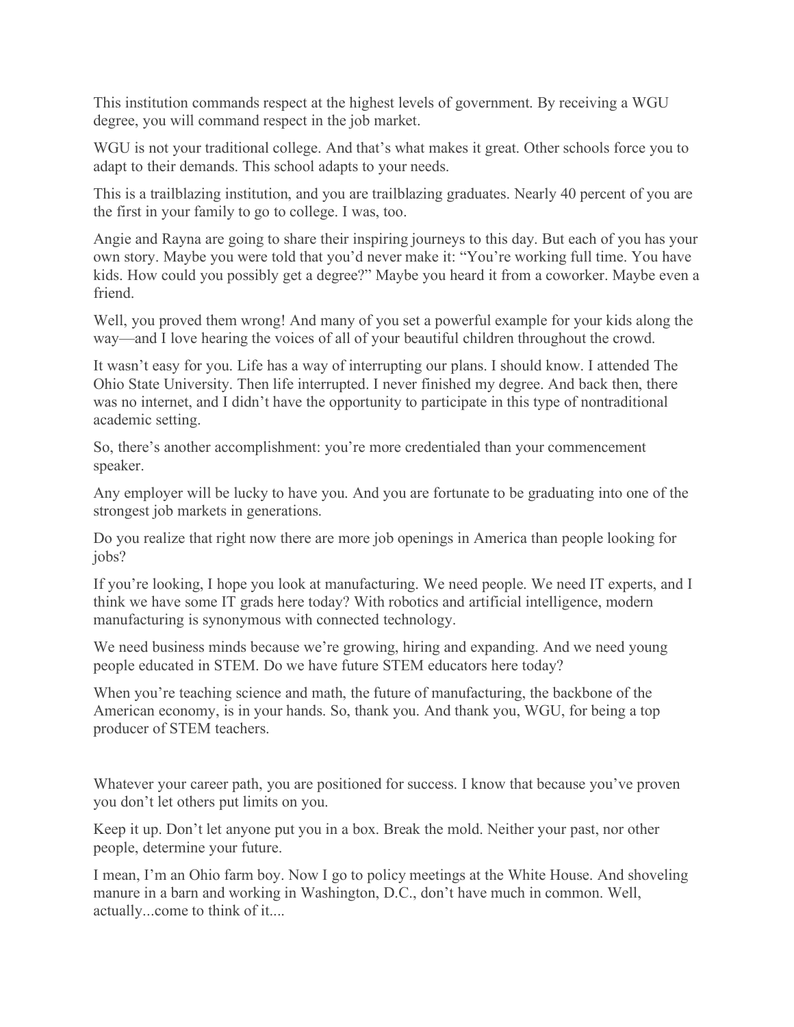This institution commands respect at the highest levels of government. By receiving a WGU degree, you will command respect in the job market.

WGU is not your traditional college. And that's what makes it great. Other schools force you to adapt to their demands. This school adapts to your needs.

This is a trailblazing institution, and you are trailblazing graduates. Nearly 40 percent of you are the first in your family to go to college. I was, too.

Angie and Rayna are going to share their inspiring journeys to this day. But each of you has your own story. Maybe you were told that you'd never make it: "You're working full time. You have kids. How could you possibly get a degree?" Maybe you heard it from a coworker. Maybe even a friend.

Well, you proved them wrong! And many of you set a powerful example for your kids along the way—and I love hearing the voices of all of your beautiful children throughout the crowd.

It wasn't easy for you. Life has a way of interrupting our plans. I should know. I attended The Ohio State University. Then life interrupted. I never finished my degree. And back then, there was no internet, and I didn't have the opportunity to participate in this type of nontraditional academic setting.

So, there's another accomplishment: you're more credentialed than your commencement speaker.

Any employer will be lucky to have you. And you are fortunate to be graduating into one of the strongest job markets in generations.

Do you realize that right now there are more job openings in America than people looking for jobs?

If you're looking, I hope you look at manufacturing. We need people. We need IT experts, and I think we have some IT grads here today? With robotics and artificial intelligence, modern manufacturing is synonymous with connected technology.

We need business minds because we're growing, hiring and expanding. And we need young people educated in STEM. Do we have future STEM educators here today?

When you're teaching science and math, the future of manufacturing, the backbone of the American economy, is in your hands. So, thank you. And thank you, WGU, for being a top producer of STEM teachers.

Whatever your career path, you are positioned for success. I know that because you've proven you don't let others put limits on you.

Keep it up. Don't let anyone put you in a box. Break the mold. Neither your past, nor other people, determine your future.

I mean, I'm an Ohio farm boy. Now I go to policy meetings at the White House. And shoveling manure in a barn and working in Washington, D.C., don't have much in common. Well, actually...come to think of it....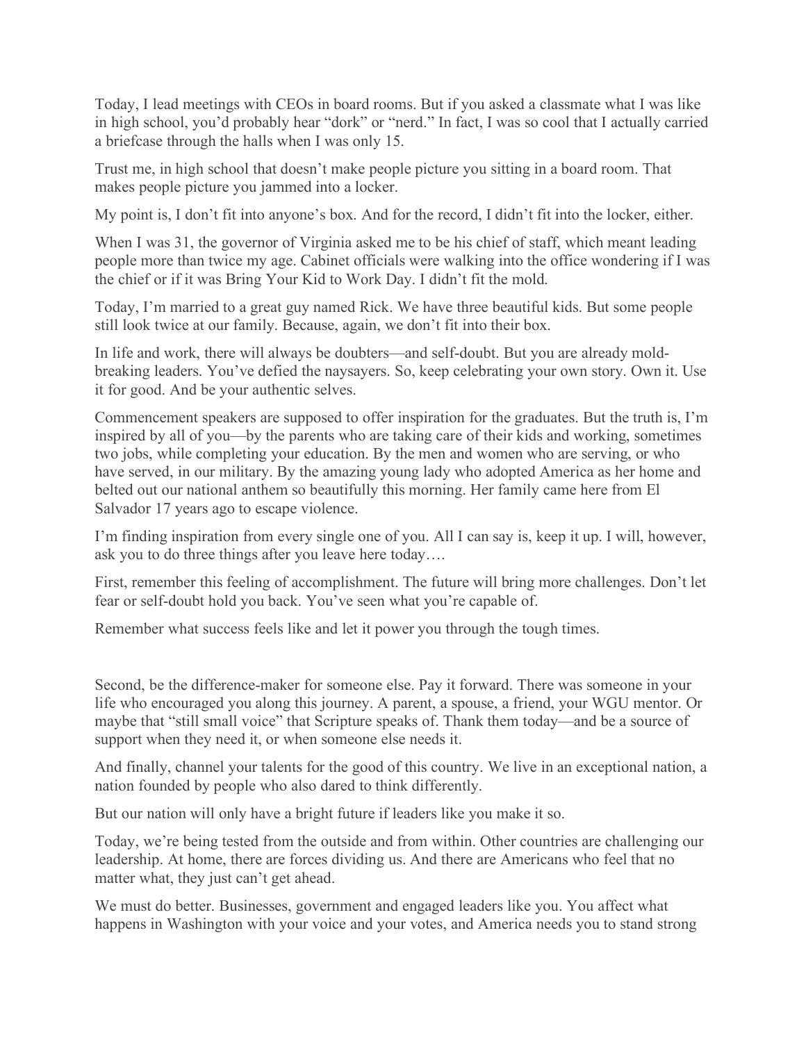Today, I lead meetings with CEOs in board rooms. But if you asked a classmate what I was like in high school, you'd probably hear "dork" or "nerd." In fact, I was so cool that I actually carried a briefcase through the halls when I was only 15.

Trust me, in high school that doesn't make people picture you sitting in a board room. That makes people picture you jammed into a locker.

My point is, I don't fit into anyone's box. And for the record, I didn't fit into the locker, either.

When I was 31, the governor of Virginia asked me to be his chief of staff, which meant leading people more than twice my age. Cabinet officials were walking into the office wondering if I was the chief or if it was Bring Your Kid to Work Day. I didn't fit the mold.

Today, I'm married to a great guy named Rick. We have three beautiful kids. But some people still look twice at our family. Because, again, we don't fit into their box.

In life and work, there will always be doubters—and self-doubt. But you are already mold-breaking leaders. You've defied the naysayers. So, keep celebrating your own story. Own it. Use it for good. And be your authentic selves.

Commencement speakers are supposed to offer inspiration for the graduates. But the truth is, I'm inspired by all of you—by the parents who are taking care of their kids and working, sometimes two jobs, while completing your education. By the men and women who are serving, or who have served, in our military. By the amazing young lady who adopted America as her home and belted out our national anthem so beautifully this morning. Her family came here from El Salvador 17 years ago to escape violence.

I'm finding inspiration from every single one of you. All I can say is, keep it up. I will, however, ask you to do three things after you leave here today….

First, remember this feeling of accomplishment. The future will bring more challenges. Don't let fear or self-doubt hold you back. You've seen what you're capable of.

Remember what success feels like and let it power you through the tough times.

Second, be the difference-maker for someone else. Pay it forward. There was someone in your life who encouraged you along this journey. A parent, a spouse, a friend, your WGU mentor. Or maybe that "still small voice" that Scripture speaks of. Thank them today—and be a source of support when they need it, or when someone else needs it.

And finally, channel your talents for the good of this country. We live in an exceptional nation, a nation founded by people who also dared to think differently.

But our nation will only have a bright future if leaders like you make it so.

Today, we're being tested from the outside and from within. Other countries are challenging our leadership. At home, there are forces dividing us. And there are Americans who feel that no matter what, they just can't get ahead.

We must do better. Businesses, government and engaged leaders like you. You affect what happens in Washington with your voice and your votes, and America needs you to stand strong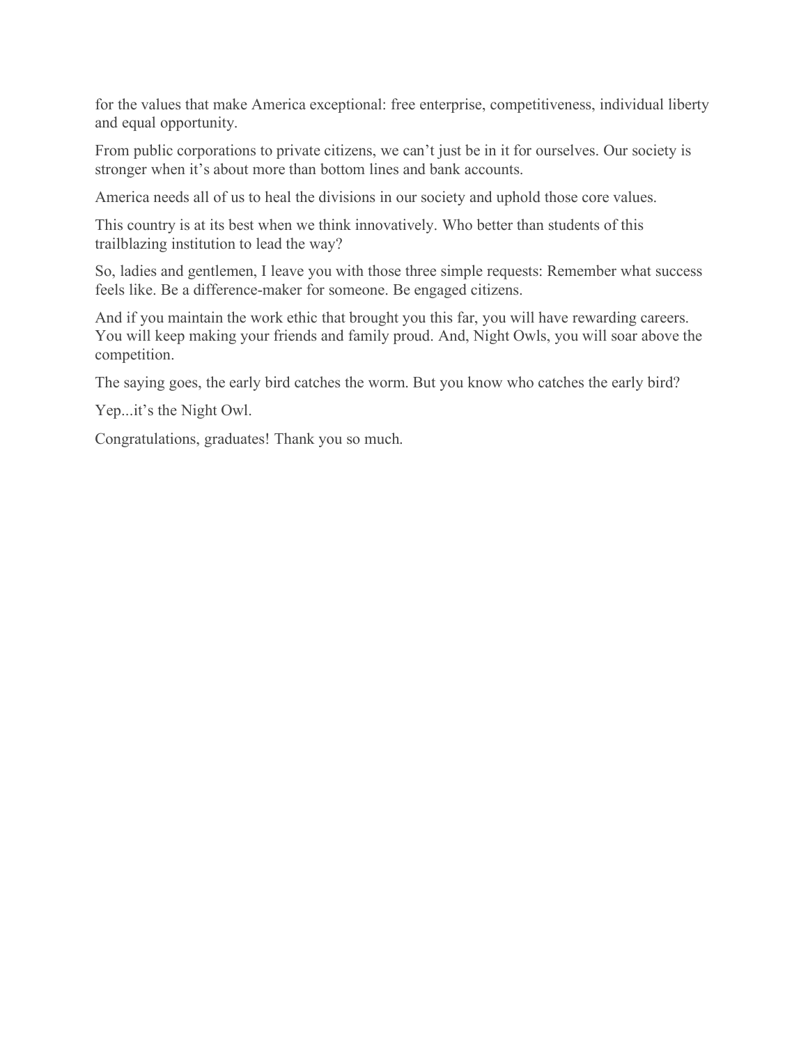for the values that make America exceptional: free enterprise, competitiveness, individual liberty and equal opportunity.

From public corporations to private citizens, we can't just be in it for ourselves. Our society is stronger when it's about more than bottom lines and bank accounts.

America needs all of us to heal the divisions in our society and uphold those core values.

This country is at its best when we think innovatively. Who better than students of this trailblazing institution to lead the way?

So, ladies and gentlemen, I leave you with those three simple requests: Remember what success feels like. Be a difference-maker for someone. Be engaged citizens.

And if you maintain the work ethic that brought you this far, you will have rewarding careers. You will keep making your friends and family proud. And, Night Owls, you will soar above the competition.

The saying goes, the early bird catches the worm. But you know who catches the early bird?

Yep...it's the Night Owl.

Congratulations, graduates! Thank you so much.